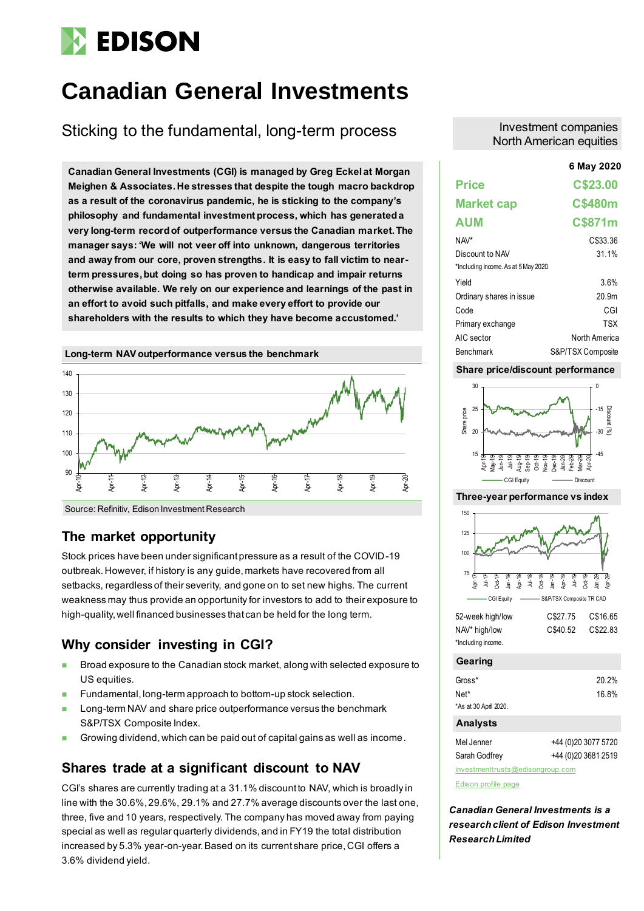# Canadian General Investments

## Sticking to the fundamental, long-term process

**Canadian General Investments (CGI) is managed by Greg Eckel at Morgan Meighen & Associates. He stresses that despite the tough macro backdrop as a result of the coronavirus pandemic, he is sticking to the company's philosophy and fundamental investment process, which has generated a very long-term record of outperformance versus the Canadian market. The manager says: 'We will not veer off into unknown, dangerous territories and away from our core, proven strengths. It is easy to fall victim to near-term pressures, but doing so has proven to handicap and impair returns otherwise available. We rely on our experience and learnings of the past in an effort to avoid such pitfalls, and make every effort to provide our shareholders with the results to which they have become accustomed.'**

**Long-term NAV outperformance versus the benchmark**

Source: Refinitiv, Edison Investment Research

## The market opportunity

Stock prices have been under significant pressure as a result of the COVID-19 outbreak. However, if history is any guide, markets have recovered from all setbacks, regardless of their severity, and gone on to set new highs. The current weakness may thus provide an opportunity for investors to add to their exposure to high-quality, well financed businesses that can be held for the long term.

## Why consider investing in CGI?

- Broad exposure to the Canadian stock market, along with selected exposure to US equities.
- Fundamental, long-term approach to bottom-up stock selection.
- Long-term NAV and share price outperformance versus the benchmark S&P/TSX Composite Index.
- Growing dividend, which can be paid out of capital gains as well as income.

## Shares trade at a significant discount to NAV

CGI's shares are currently trading at a 31.1% discount to NAV, which is broadly in line with the 30.6%, 29.6%, 29.1% and 27.7% average discounts over the last one, three, five and 10 years, respectively. The company has moved away from paying special as well as regular quarterly dividends, and in FY19 the total distribution increased by 5.3% year-on-year. Based on its current share price, CGI offers a 3.6% dividend yield.

Investment companies
North American equities

**6 May 2020**

| | |
|---|---|
| **Price** | **C$23.00** |
| **Market cap** | **C$480m** |
| **AUM** | **C$871m** |
| NAV* | C$33.36 |
| Discount to NAV | 31.1% |

*Including income. As at 5 May 2020.

| | |
|---|---|
| Yield | 3.6% |
| Ordinary shares in issue | 20.9m |
| Code | CGI |
| Primary exchange | TSX |
| AIC sector | North America |
| Benchmark | S&P/TSX Composite |

**Share price/discount performance**

**Three-year performance vs index**

| | | |
|---|---|---|
| 52-week high/low | C$27.75 | C$16.65 |
| NAV* high/low | C$40.52 | C$22.83 |

*Including income.

**Gearing**

| | |
|---|---|
| Gross* | 20.2% |
| Net* | 16.8% |

*As at 30 April 2020.

**Analysts**

| | |
|---|---|
| Mel Jenner | +44 (0)20 3077 5720 |
| Sarah Godfrey | +44 (0)20 3681 2519 |

investmenttrusts@edisongroup.com

Edison profile page

***Canadian General Investments is a research client of Edison Investment Research Limited***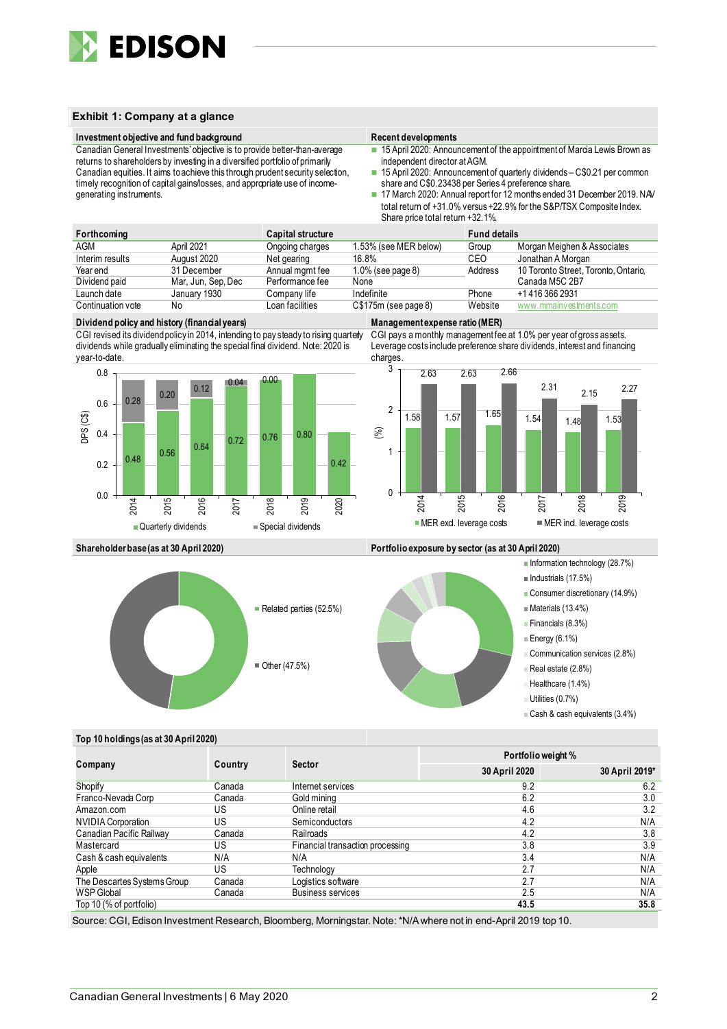## Exhibit 1: Company at a glance

### Investment objective and fund background

Canadian General Investments' objective is to provide better-than-average returns to shareholders by investing in a diversified portfolio of primarily Canadian equities. It aims to achieve this through prudent security selection, timely recognition of capital gains/losses, and appropriate use of income-generating instruments.

### Recent developments

- 15 April 2020: Announcement of the appointment of Marcia Lewis Brown as independent director at AGM.
- 15 April 2020: Announcement of quarterly dividends – C$0.21 per common share and C$0.23438 per Series 4 preference share.
- 17 March 2020: Annual report for 12 months ended 31 December 2019. NAV total return of +31.0% versus +22.9% for the S&P/TSX Composite Index. Share price total return +32.1%.

| Forthcoming | | Capital structure | | Fund details | |
|---|---|---|---|---|---|
| AGM | April 2021 | Ongoing charges | 1.53% (see MER below) | Group | Morgan Meighen & Associates |
| Interim results | August 2020 | Net gearing | 16.8% | CEO | Jonathan A Morgan |
| Year end | 31 December | Annual mgmt fee | 1.0% (see page 8) | Address | 10 Toronto Street, Toronto, Ontario, Canada M5C 2B7 |
| Dividend paid | Mar, Jun, Sep, Dec | Performance fee | None | | |
| Launch date | January 1930 | Company life | Indefinite | Phone | +1 416 366 2931 |
| Continuation vote | No | Loan facilities | C$175m (see page 8) | Website | www.mmainvestments.com |

### Dividend policy and history (financial years)

CGI revised its dividend policy in 2014, intending to pay steady to rising quarterly dividends while gradually eliminating the special final dividend. Note: 2020 is year-to-date.

| DPS (C$) | 2014 | 2015 | 2016 | 2017 | 2018 | 2019 | 2020 |
|---|---|---|---|---|---|---|---|
| Quarterly dividends | 0.48 | 0.56 | 0.64 | 0.72 | 0.76 | 0.80 | 0.42 |
| Special dividends | 0.28 | 0.20 | 0.12 | 0.04 | 0.00 | | |

### Management expense ratio (MER)

CGI pays a monthly management fee at 1.0% per year of gross assets. Leverage costs include preference share dividends, interest and financing charges.

| (%) | 2014 | 2015 | 2016 | 2017 | 2018 | 2019 |
|---|---|---|---|---|---|---|
| MER excl. leverage costs | 1.58 | 1.57 | 1.65 | 1.54 | 1.48 | 1.53 |
| MER incl. leverage costs | 2.63 | 2.63 | 2.66 | 2.31 | 2.15 | 2.27 |

### Shareholder base (as at 30 April 2020)

- Related parties (52.5%)
- Other (47.5%)

### Portfolio exposure by sector (as at 30 April 2020)

- Information technology (28.7%)
- Industrials (17.5%)
- Consumer discretionary (14.9%)
- Materials (13.4%)
- Financials (8.3%)
- Energy (6.1%)
- Communication services (2.8%)
- Real estate (2.8%)
- Healthcare (1.4%)
- Utilities (0.7%)
- Cash & cash equivalents (3.4%)

### Top 10 holdings (as at 30 April 2020)

| Company | Country | Sector | Portfolio weight % | |
|---|---|---|---|---|
| | | | 30 April 2020 | 30 April 2019* |
| Shopify | Canada | Internet services | 9.2 | 6.2 |
| Franco-Nevada Corp | Canada | Gold mining | 6.2 | 3.0 |
| Amazon.com | US | Online retail | 4.6 | 3.2 |
| NVIDIA Corporation | US | Semiconductors | 4.2 | N/A |
| Canadian Pacific Railway | Canada | Railroads | 4.2 | 3.8 |
| Mastercard | US | Financial transaction processing | 3.8 | 3.9 |
| Cash & cash equivalents | N/A | N/A | 3.4 | N/A |
| Apple | US | Technology | 2.7 | N/A |
| The Descartes Systems Group | Canada | Logistics software | 2.7 | N/A |
| WSP Global | Canada | Business services | 2.5 | N/A |
| Top 10 (% of portfolio) | | | **43.5** | **35.8** |

Source: CGI, Edison Investment Research, Bloomberg, Morningstar. Note: *N/A where not in end-April 2019 top 10.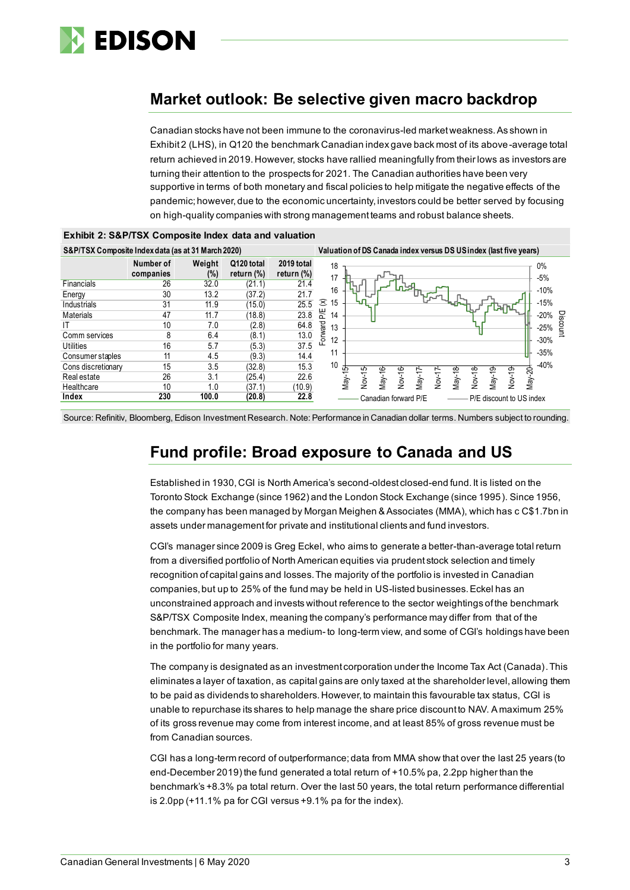## Market outlook: Be selective given macro backdrop

Canadian stocks have not been immune to the coronavirus-led market weakness. As shown in Exhibit 2 (LHS), in Q120 the benchmark Canadian index gave back most of its above-average total return achieved in 2019. However, stocks have rallied meaningfully from their lows as investors are turning their attention to the prospects for 2021. The Canadian authorities have been very supportive in terms of both monetary and fiscal policies to help mitigate the negative effects of the pandemic; however, due to the economic uncertainty, investors could be better served by focusing on high-quality companies with strong management teams and robust balance sheets.

**Exhibit 2: S&P/TSX Composite Index data and valuation**

**S&P/TSX Composite Index data (as at 31 March 2020)**

| | Number of companies | Weight (%) | Q120 total return (%) | 2019 total return (%) |
|---|---|---|---|---|
| Financials | 26 | 32.0 | (21.1) | 21.4 |
| Energy | 30 | 13.2 | (37.2) | 21.7 |
| Industrials | 31 | 11.9 | (15.0) | 25.5 |
| Materials | 47 | 11.7 | (18.8) | 23.8 |
| IT | 10 | 7.0 | (2.8) | 64.8 |
| Comm services | 8 | 6.4 | (8.1) | 13.0 |
| Utilities | 16 | 5.7 | (5.3) | 37.5 |
| Consumer staples | 11 | 4.5 | (9.3) | 14.4 |
| Cons discretionary | 15 | 3.5 | (32.8) | 15.3 |
| Real estate | 26 | 3.1 | (25.4) | 22.6 |
| Healthcare | 10 | 1.0 | (37.1) | (10.9) |
| **Index** | **230** | **100.0** | **(20.8)** | **22.8** |

**Valuation of DS Canada index versus DS US index (last five years)**

Source: Refinitiv, Bloomberg, Edison Investment Research. Note: Performance in Canadian dollar terms. Numbers subject to rounding.

## Fund profile: Broad exposure to Canada and US

Established in 1930, CGI is North America's second-oldest closed-end fund. It is listed on the Toronto Stock Exchange (since 1962) and the London Stock Exchange (since 1995). Since 1956, the company has been managed by Morgan Meighen & Associates (MMA), which has c C$1.7bn in assets under management for private and institutional clients and fund investors.

CGI's manager since 2009 is Greg Eckel, who aims to generate a better-than-average total return from a diversified portfolio of North American equities via prudent stock selection and timely recognition of capital gains and losses. The majority of the portfolio is invested in Canadian companies, but up to 25% of the fund may be held in US-listed businesses. Eckel has an unconstrained approach and invests without reference to the sector weightings of the benchmark S&P/TSX Composite Index, meaning the company's performance may differ from that of the benchmark. The manager has a medium- to long-term view, and some of CGI's holdings have been in the portfolio for many years.

The company is designated as an investment corporation under the Income Tax Act (Canada). This eliminates a layer of taxation, as capital gains are only taxed at the shareholder level, allowing them to be paid as dividends to shareholders. However, to maintain this favourable tax status, CGI is unable to repurchase its shares to help manage the share price discount to NAV. A maximum 25% of its gross revenue may come from interest income, and at least 85% of gross revenue must be from Canadian sources.

CGI has a long-term record of outperformance; data from MMA show that over the last 25 years (to end-December 2019) the fund generated a total return of +10.5% pa, 2.2pp higher than the benchmark's +8.3% pa total return. Over the last 50 years, the total return performance differential is 2.0pp (+11.1% pa for CGI versus +9.1% pa for the index).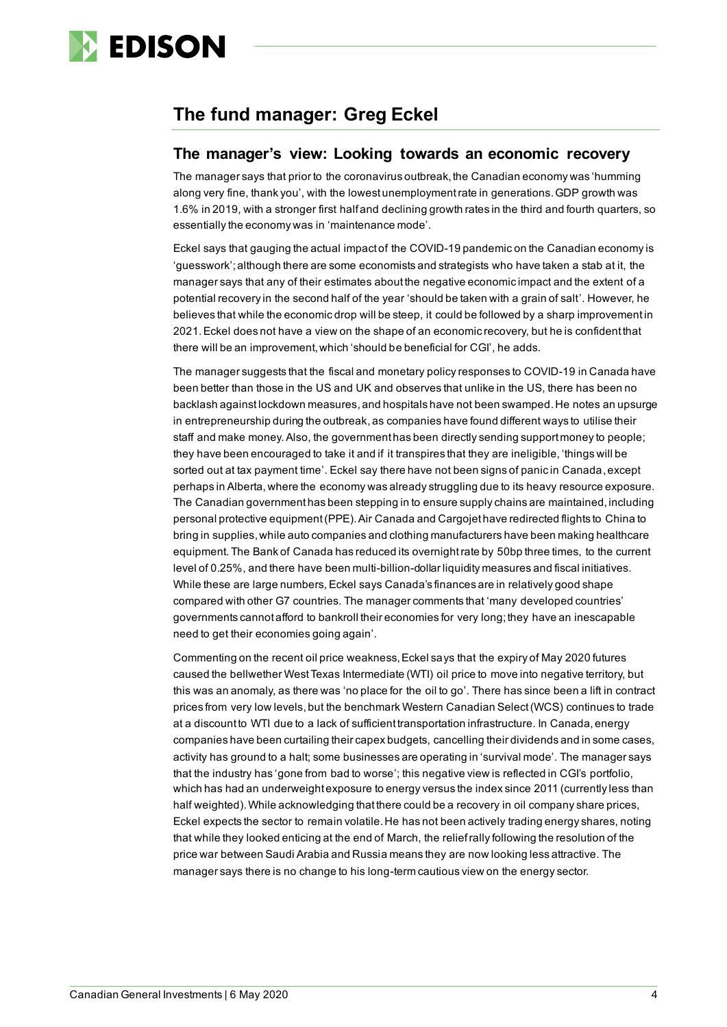## The fund manager: Greg Eckel

### The manager's view: Looking towards an economic recovery

The manager says that prior to the coronavirus outbreak, the Canadian economy was 'humming along very fine, thank you', with the lowest unemployment rate in generations. GDP growth was 1.6% in 2019, with a stronger first half and declining growth rates in the third and fourth quarters, so essentially the economy was in 'maintenance mode'.

Eckel says that gauging the actual impact of the COVID-19 pandemic on the Canadian economy is 'guesswork'; although there are some economists and strategists who have taken a stab at it, the manager says that any of their estimates about the negative economic impact and the extent of a potential recovery in the second half of the year 'should be taken with a grain of salt'. However, he believes that while the economic drop will be steep, it could be followed by a sharp improvement in 2021. Eckel does not have a view on the shape of an economic recovery, but he is confident that there will be an improvement, which 'should be beneficial for CGI', he adds.

The manager suggests that the fiscal and monetary policy responses to COVID-19 in Canada have been better than those in the US and UK and observes that unlike in the US, there has been no backlash against lockdown measures, and hospitals have not been swamped. He notes an upsurge in entrepreneurship during the outbreak, as companies have found different ways to utilise their staff and make money. Also, the government has been directly sending support money to people; they have been encouraged to take it and if it transpires that they are ineligible, 'things will be sorted out at tax payment time'. Eckel say there have not been signs of panic in Canada, except perhaps in Alberta, where the economy was already struggling due to its heavy resource exposure. The Canadian government has been stepping in to ensure supply chains are maintained, including personal protective equipment (PPE). Air Canada and Cargojet have redirected flights to China to bring in supplies, while auto companies and clothing manufacturers have been making healthcare equipment. The Bank of Canada has reduced its overnight rate by 50bp three times, to the current level of 0.25%, and there have been multi-billion-dollar liquidity measures and fiscal initiatives. While these are large numbers, Eckel says Canada's finances are in relatively good shape compared with other G7 countries. The manager comments that 'many developed countries' governments cannot afford to bankroll their economies for very long; they have an inescapable need to get their economies going again'.

Commenting on the recent oil price weakness, Eckel says that the expiry of May 2020 futures caused the bellwether West Texas Intermediate (WTI) oil price to move into negative territory, but this was an anomaly, as there was 'no place for the oil to go'. There has since been a lift in contract prices from very low levels, but the benchmark Western Canadian Select (WCS) continues to trade at a discount to WTI due to a lack of sufficient transportation infrastructure. In Canada, energy companies have been curtailing their capex budgets, cancelling their dividends and in some cases, activity has ground to a halt; some businesses are operating in 'survival mode'. The manager says that the industry has 'gone from bad to worse'; this negative view is reflected in CGI's portfolio, which has had an underweight exposure to energy versus the index since 2011 (currently less than half weighted). While acknowledging that there could be a recovery in oil company share prices, Eckel expects the sector to remain volatile. He has not been actively trading energy shares, noting that while they looked enticing at the end of March, the relief rally following the resolution of the price war between Saudi Arabia and Russia means they are now looking less attractive. The manager says there is no change to his long-term cautious view on the energy sector.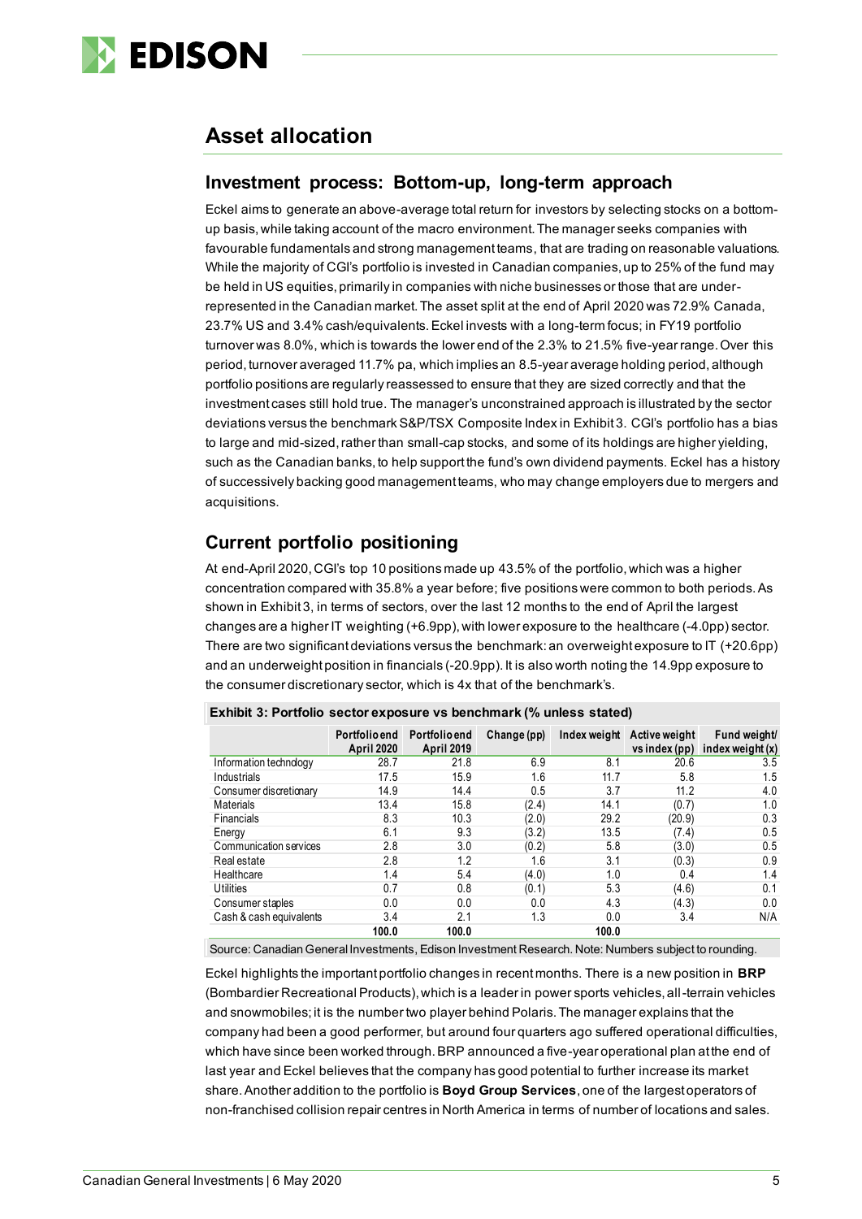## Asset allocation

### Investment process: Bottom-up, long-term approach

Eckel aims to generate an above-average total return for investors by selecting stocks on a bottom-up basis, while taking account of the macro environment. The manager seeks companies with favourable fundamentals and strong management teams, that are trading on reasonable valuations. While the majority of CGI's portfolio is invested in Canadian companies, up to 25% of the fund may be held in US equities, primarily in companies with niche businesses or those that are under-represented in the Canadian market. The asset split at the end of April 2020 was 72.9% Canada, 23.7% US and 3.4% cash/equivalents. Eckel invests with a long-term focus; in FY19 portfolio turnover was 8.0%, which is towards the lower end of the 2.3% to 21.5% five-year range. Over this period, turnover averaged 11.7% pa, which implies an 8.5-year average holding period, although portfolio positions are regularly reassessed to ensure that they are sized correctly and that the investment cases still hold true. The manager's unconstrained approach is illustrated by the sector deviations versus the benchmark S&P/TSX Composite Index in Exhibit 3. CGI's portfolio has a bias to large and mid-sized, rather than small-cap stocks, and some of its holdings are higher yielding, such as the Canadian banks, to help support the fund's own dividend payments. Eckel has a history of successively backing good management teams, who may change employers due to mergers and acquisitions.

### Current portfolio positioning

At end-April 2020, CGI's top 10 positions made up 43.5% of the portfolio, which was a higher concentration compared with 35.8% a year before; five positions were common to both periods. As shown in Exhibit 3, in terms of sectors, over the last 12 months to the end of April the largest changes are a higher IT weighting (+6.9pp), with lower exposure to the healthcare (-4.0pp) sector. There are two significant deviations versus the benchmark: an overweight exposure to IT (+20.6pp) and an underweight position in financials (-20.9pp). It is also worth noting the 14.9pp exposure to the consumer discretionary sector, which is 4x that of the benchmark's.

**Exhibit 3: Portfolio sector exposure vs benchmark (% unless stated)**

| | Portfolio end April 2020 | Portfolio end April 2019 | Change (pp) | Index weight | Active weight vs index (pp) | Fund weight/ index weight (x) |
|---|---|---|---|---|---|---|
| Information technology | 28.7 | 21.8 | 6.9 | 8.1 | 20.6 | 3.5 |
| Industrials | 17.5 | 15.9 | 1.6 | 11.7 | 5.8 | 1.5 |
| Consumer discretionary | 14.9 | 14.4 | 0.5 | 3.7 | 11.2 | 4.0 |
| Materials | 13.4 | 15.8 | (2.4) | 14.1 | (0.7) | 1.0 |
| Financials | 8.3 | 10.3 | (2.0) | 29.2 | (20.9) | 0.3 |
| Energy | 6.1 | 9.3 | (3.2) | 13.5 | (7.4) | 0.5 |
| Communication services | 2.8 | 3.0 | (0.2) | 5.8 | (3.0) | 0.5 |
| Real estate | 2.8 | 1.2 | 1.6 | 3.1 | (0.3) | 0.9 |
| Healthcare | 1.4 | 5.4 | (4.0) | 1.0 | 0.4 | 1.4 |
| Utilities | 0.7 | 0.8 | (0.1) | 5.3 | (4.6) | 0.1 |
| Consumer staples | 0.0 | 0.0 | 0.0 | 4.3 | (4.3) | 0.0 |
| Cash & cash equivalents | 3.4 | 2.1 | 1.3 | 0.0 | 3.4 | N/A |
| | 100.0 | 100.0 | | 100.0 | | |

Source: Canadian General Investments, Edison Investment Research. Note: Numbers subject to rounding.

Eckel highlights the important portfolio changes in recent months. There is a new position in **BRP** (Bombardier Recreational Products), which is a leader in power sports vehicles, all-terrain vehicles and snowmobiles; it is the number two player behind Polaris. The manager explains that the company had been a good performer, but around four quarters ago suffered operational difficulties, which have since been worked through. BRP announced a five-year operational plan at the end of last year and Eckel believes that the company has good potential to further increase its market share. Another addition to the portfolio is **Boyd Group Services**, one of the largest operators of non-franchised collision repair centres in North America in terms of number of locations and sales.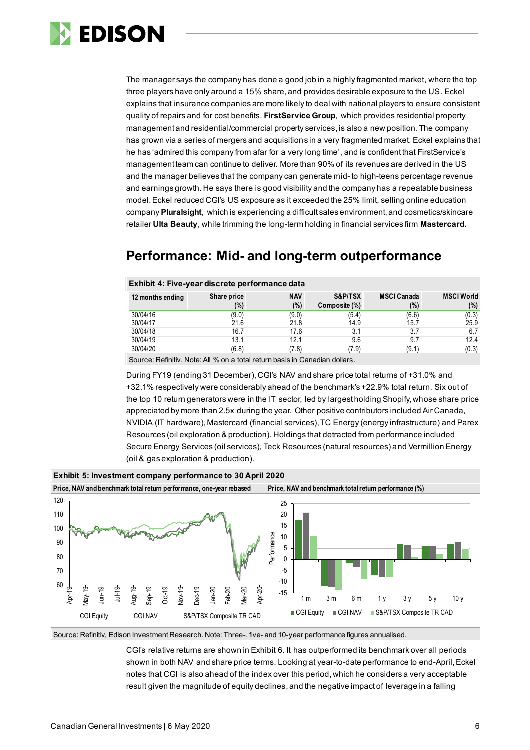The manager says the company has done a good job in a highly fragmented market, where the top three players have only around a 15% share, and provides desirable exposure to the US. Eckel explains that insurance companies are more likely to deal with national players to ensure consistent quality of repairs and for cost benefits. **FirstService Group**, which provides residential property management and residential/commercial property services, is also a new position. The company has grown via a series of mergers and acquisitions in a very fragmented market. Eckel explains that he has 'admired this company from afar for a very long time', and is confident that FirstService's management team can continue to deliver. More than 90% of its revenues are derived in the US and the manager believes that the company can generate mid- to high-teens percentage revenue and earnings growth. He says there is good visibility and the company has a repeatable business model. Eckel reduced CGI's US exposure as it exceeded the 25% limit, selling online education company **Pluralsight**, which is experiencing a difficult sales environment, and cosmetics/skincare retailer **Ulta Beauty**, while trimming the long-term holding in financial services firm **Mastercard.**

## Performance: Mid- and long-term outperformance

**Exhibit 4: Five-year discrete performance data**

| 12 months ending | Share price (%) | NAV (%) | S&P/TSX Composite (%) | MSCI Canada (%) | MSCI World (%) |
|---|---|---|---|---|---|
| 30/04/16 | (9.0) | (9.0) | (5.4) | (6.6) | (0.3) |
| 30/04/17 | 21.6 | 21.8 | 14.9 | 15.7 | 25.9 |
| 30/04/18 | 16.7 | 17.6 | 3.1 | 3.7 | 6.7 |
| 30/04/19 | 13.1 | 12.1 | 9.6 | 9.7 | 12.4 |
| 30/04/20 | (6.8) | (7.8) | (7.9) | (9.1) | (0.3) |

Source: Refinitiv. Note: All % on a total return basis in Canadian dollars.

During FY19 (ending 31 December), CGI's NAV and share price total returns of +31.0% and +32.1% respectively were considerably ahead of the benchmark's +22.9% total return. Six out of the top 10 return generators were in the IT sector, led by largest holding Shopify, whose share price appreciated by more than 2.5x during the year. Other positive contributors included Air Canada, NVIDIA (IT hardware), Mastercard (financial services), TC Energy (energy infrastructure) and Parex Resources (oil exploration & production). Holdings that detracted from performance included Secure Energy Services (oil services), Teck Resources (natural resources) and Vermillion Energy (oil & gas exploration & production).

**Exhibit 5: Investment company performance to 30 April 2020**

Price, NAV and benchmark total return performance, one-year rebased | Price, NAV and benchmark total return performance (%)

Source: Refinitiv, Edison Investment Research. Note: Three-, five- and 10-year performance figures annualised.

CGI's relative returns are shown in Exhibit 6. It has outperformed its benchmark over all periods shown in both NAV and share price terms. Looking at year-to-date performance to end-April, Eckel notes that CGI is also ahead of the index over this period, which he considers a very acceptable result given the magnitude of equity declines, and the negative impact of leverage in a falling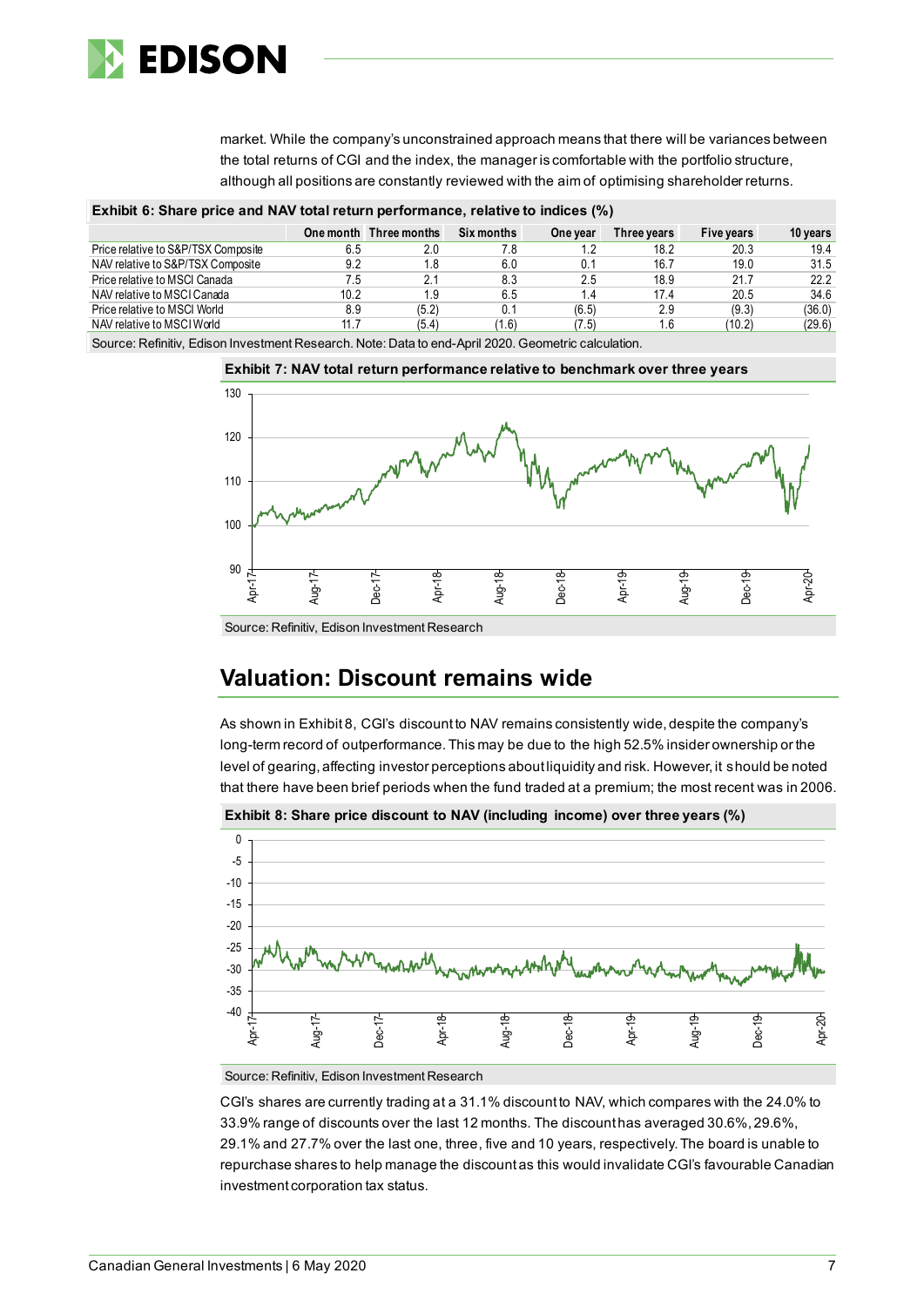market. While the company's unconstrained approach means that there will be variances between the total returns of CGI and the index, the manager is comfortable with the portfolio structure, although all positions are constantly reviewed with the aim of optimising shareholder returns.

**Exhibit 6: Share price and NAV total return performance, relative to indices (%)**

| | One month | Three months | Six months | One year | Three years | Five years | 10 years |
|---|---|---|---|---|---|---|---|
| Price relative to S&P/TSX Composite | 6.5 | 2.0 | 7.8 | 1.2 | 18.2 | 20.3 | 19.4 |
| NAV relative to S&P/TSX Composite | 9.2 | 1.8 | 6.0 | 0.1 | 16.7 | 19.0 | 31.5 |
| Price relative to MSCI Canada | 7.5 | 2.1 | 8.3 | 2.5 | 18.9 | 21.7 | 22.2 |
| NAV relative to MSCI Canada | 10.2 | 1.9 | 6.5 | 1.4 | 17.4 | 20.5 | 34.6 |
| Price relative to MSCI World | 8.9 | (5.2) | 0.1 | (6.5) | 2.9 | (9.3) | (36.0) |
| NAV relative to MSCI World | 11.7 | (5.4) | (1.6) | (7.5) | 1.6 | (10.2) | (29.6) |

Source: Refinitiv, Edison Investment Research. Note: Data to end-April 2020. Geometric calculation.

**Exhibit 7: NAV total return performance relative to benchmark over three years**

Source: Refinitiv, Edison Investment Research

## Valuation: Discount remains wide

As shown in Exhibit 8, CGI's discount to NAV remains consistently wide, despite the company's long-term record of outperformance. This may be due to the high 52.5% insider ownership or the level of gearing, affecting investor perceptions about liquidity and risk. However, it should be noted that there have been brief periods when the fund traded at a premium; the most recent was in 2006.

**Exhibit 8: Share price discount to NAV (including income) over three years (%)**

Source: Refinitiv, Edison Investment Research

CGI's shares are currently trading at a 31.1% discount to NAV, which compares with the 24.0% to 33.9% range of discounts over the last 12 months. The discount has averaged 30.6%, 29.6%, 29.1% and 27.7% over the last one, three, five and 10 years, respectively. The board is unable to repurchase shares to help manage the discount as this would invalidate CGI's favourable Canadian investment corporation tax status.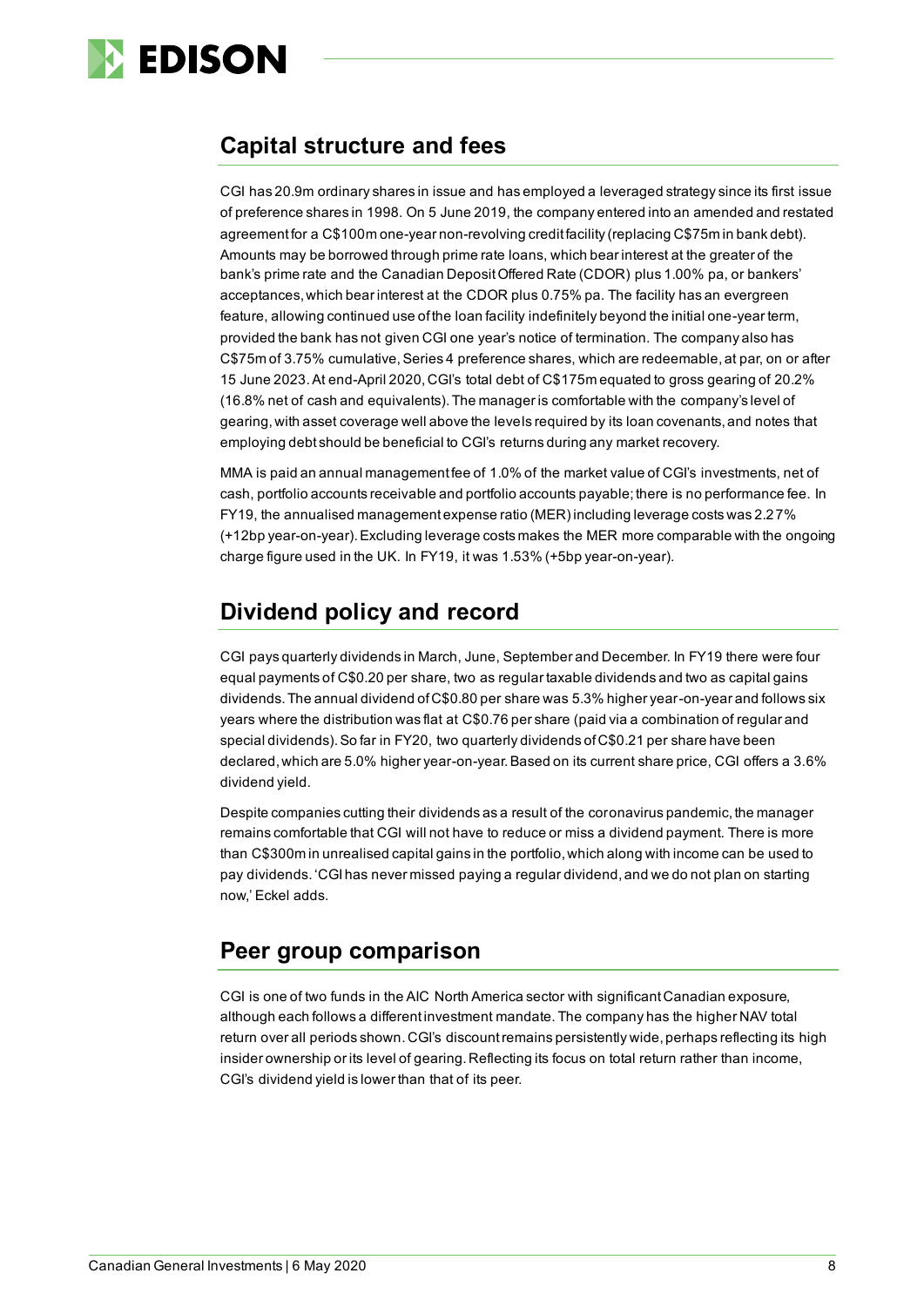## Capital structure and fees

CGI has 20.9m ordinary shares in issue and has employed a leveraged strategy since its first issue of preference shares in 1998. On 5 June 2019, the company entered into an amended and restated agreement for a C$100m one-year non-revolving credit facility (replacing C$75m in bank debt). Amounts may be borrowed through prime rate loans, which bear interest at the greater of the bank's prime rate and the Canadian Deposit Offered Rate (CDOR) plus 1.00% pa, or bankers' acceptances, which bear interest at the CDOR plus 0.75% pa. The facility has an evergreen feature, allowing continued use of the loan facility indefinitely beyond the initial one-year term, provided the bank has not given CGI one year's notice of termination. The company also has C$75m of 3.75% cumulative, Series 4 preference shares, which are redeemable, at par, on or after 15 June 2023. At end-April 2020, CGI's total debt of C$175m equated to gross gearing of 20.2% (16.8% net of cash and equivalents). The manager is comfortable with the company's level of gearing, with asset coverage well above the levels required by its loan covenants, and notes that employing debt should be beneficial to CGI's returns during any market recovery.

MMA is paid an annual management fee of 1.0% of the market value of CGI's investments, net of cash, portfolio accounts receivable and portfolio accounts payable; there is no performance fee. In FY19, the annualised management expense ratio (MER) including leverage costs was 2.27% (+12bp year-on-year). Excluding leverage costs makes the MER more comparable with the ongoing charge figure used in the UK. In FY19, it was 1.53% (+5bp year-on-year).

## Dividend policy and record

CGI pays quarterly dividends in March, June, September and December. In FY19 there were four equal payments of C$0.20 per share, two as regular taxable dividends and two as capital gains dividends. The annual dividend of C$0.80 per share was 5.3% higher year-on-year and follows six years where the distribution was flat at C$0.76 per share (paid via a combination of regular and special dividends). So far in FY20, two quarterly dividends of C$0.21 per share have been declared, which are 5.0% higher year-on-year. Based on its current share price, CGI offers a 3.6% dividend yield.

Despite companies cutting their dividends as a result of the coronavirus pandemic, the manager remains comfortable that CGI will not have to reduce or miss a dividend payment. There is more than C$300m in unrealised capital gains in the portfolio, which along with income can be used to pay dividends. 'CGI has never missed paying a regular dividend, and we do not plan on starting now,' Eckel adds.

## Peer group comparison

CGI is one of two funds in the AIC North America sector with significant Canadian exposure, although each follows a different investment mandate. The company has the higher NAV total return over all periods shown. CGI's discount remains persistently wide, perhaps reflecting its high insider ownership or its level of gearing. Reflecting its focus on total return rather than income, CGI's dividend yield is lower than that of its peer.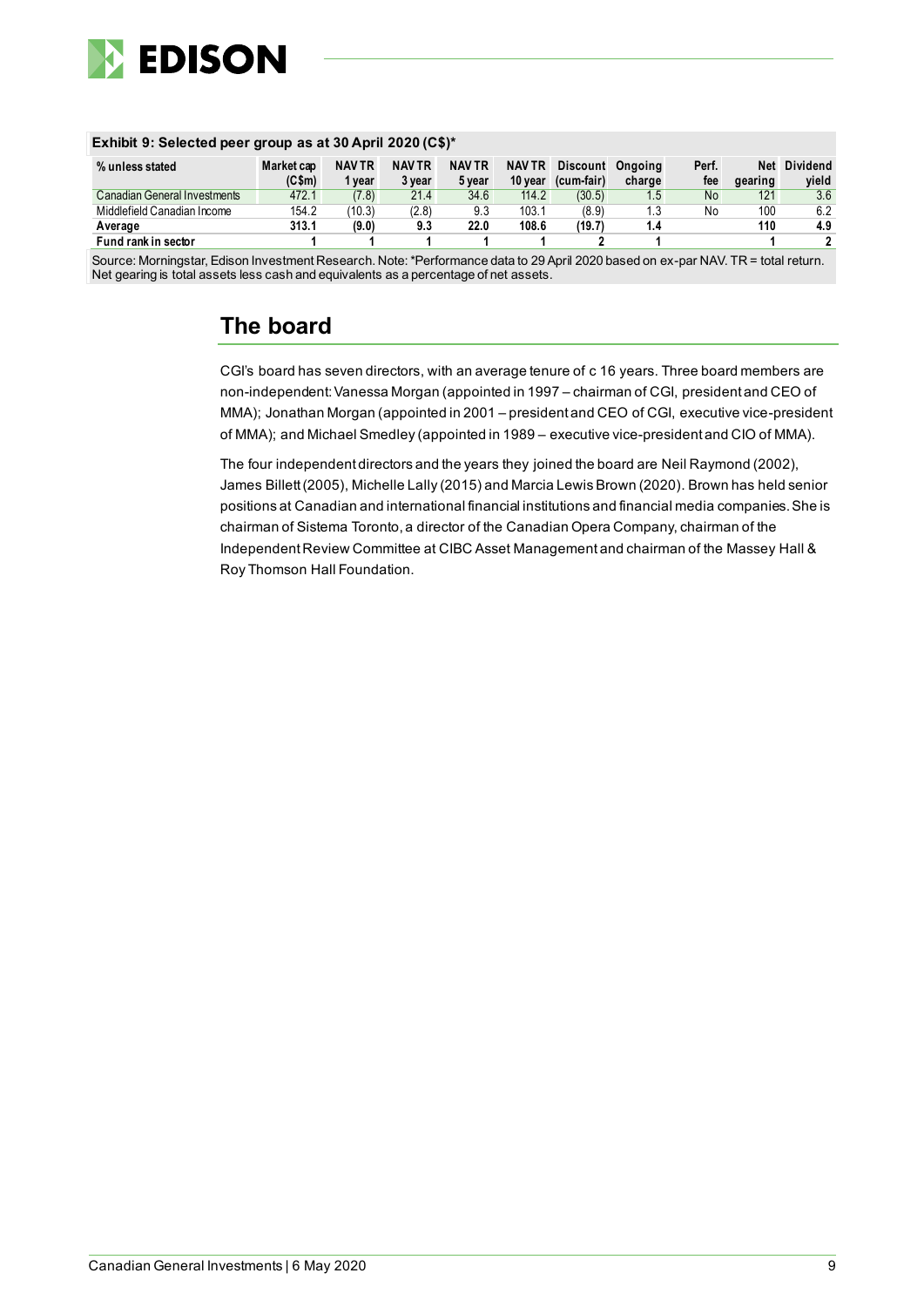**Exhibit 9: Selected peer group as at 30 April 2020 (C$)***

| % unless stated | Market cap (C$m) | NAV TR 1 year | NAV TR 3 year | NAV TR 5 year | NAV TR 10 year | Discount (cum-fair) | Ongoing charge | Perf. fee | Net gearing | Dividend yield |
|---|---|---|---|---|---|---|---|---|---|---|
| Canadian General Investments | 472.1 | (7.8) | 21.4 | 34.6 | 114.2 | (30.5) | 1.5 | No | 121 | 3.6 |
| Middlefield Canadian Income | 154.2 | (10.3) | (2.8) | 9.3 | 103.1 | (8.9) | 1.3 | No | 100 | 6.2 |
| **Average** | **313.1** | **(9.0)** | **9.3** | **22.0** | **108.6** | **(19.7)** | **1.4** | | **110** | **4.9** |
| **Fund rank in sector** | **1** | **1** | **1** | **1** | **1** | **2** | **1** | | **1** | **2** |

Source: Morningstar, Edison Investment Research. Note: *Performance data to 29 April 2020 based on ex-par NAV. TR = total return. Net gearing is total assets less cash and equivalents as a percentage of net assets.

## The board

CGI's board has seven directors, with an average tenure of c 16 years. Three board members are non-independent: Vanessa Morgan (appointed in 1997 – chairman of CGI, president and CEO of MMA); Jonathan Morgan (appointed in 2001 – president and CEO of CGI, executive vice-president of MMA); and Michael Smedley (appointed in 1989 – executive vice-president and CIO of MMA).

The four independent directors and the years they joined the board are Neil Raymond (2002), James Billett (2005), Michelle Lally (2015) and Marcia Lewis Brown (2020). Brown has held senior positions at Canadian and international financial institutions and financial media companies. She is chairman of Sistema Toronto, a director of the Canadian Opera Company, chairman of the Independent Review Committee at CIBC Asset Management and chairman of the Massey Hall & Roy Thomson Hall Foundation.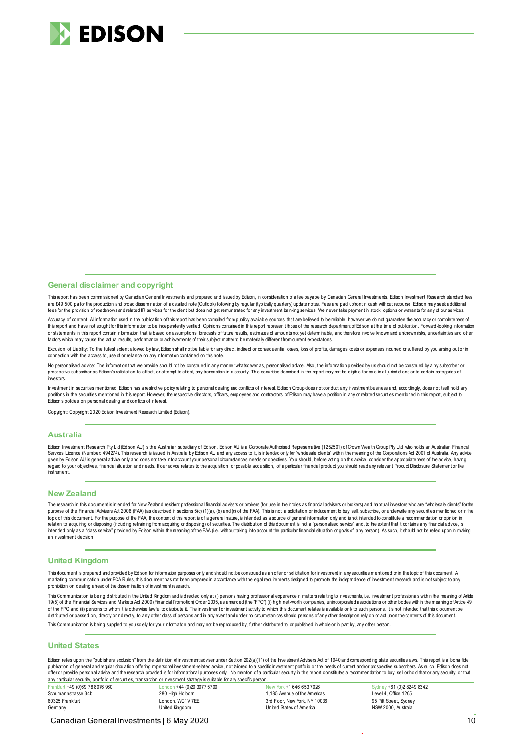## General disclaimer and copyright

This report has been commissioned by Canadian General Investments and prepared and issued by Edison, in consideration of a fee payable by Canadian General Investments. Edison Investment Research standard fees are £49,500 pa for the production and broad dissemination of a detailed note (Outlook) following by regular (typically quarterly) update notes. Fees are paid upfront in cash without recourse. Edison may seek additional fees for the provision of roadshows and related IR services for the client but does not get remunerated for any investment banking services. We never take payment in stock, options or warrants for any of our services.

Accuracy of content: All information used in the publication of this report has been compiled from publicly available sources that are believed to be reliable, however we do not guarantee the accuracy or completeness of this report and have not sought for this information to be independently verified. Opinions contained in this report represent those of the research department of Edison at the time of publication. Forward-looking information or statements in this report contain information that is based on assumptions, forecasts of future results, estimates of amounts not yet determinable, and therefore involve known and unknown risks, uncertainties and other factors which may cause the actual results, performance or achievements of their subject matter to be materially different from current expectations.

Exclusion of Liability: To the fullest extent allowed by law, Edison shall not be liable for any direct, indirect or consequential losses, loss of profits, damages, costs or expenses incurred or suffered by you arising out or in connection with the access to, use of or reliance on any information contained on this note.

No personalised advice: The information that we provide should not be construed in any manner whatsoever as, personalised advice. Also, the information provided by us should not be construed by any subscriber or prospective subscriber as Edison's solicitation to effect, or attempt to effect, any transaction in a security. The securities described in the report may not be eligible for sale in all jurisdictions or to certain categories of investors.

Investment in securities mentioned: Edison has a restrictive policy relating to personal dealing and conflicts of interest. Edison Group does not conduct any investment business and, accordingly, does not itself hold any positions in the securities mentioned in this report. However, the respective directors, officers, employees and contractors of Edison may have a position in any or related securities mentioned in this report, subject to Edison's policies on personal dealing and conflicts of interest.

Copyright: Copyright 2020 Edison Investment Research Limited (Edison).

## Australia

Edison Investment Research Pty Ltd (Edison AU) is the Australian subsidiary of Edison. Edison AU is a Corporate Authorised Representative (1252501) of Crown Wealth Group Pty Ltd who holds an Australian Financial Services Licence (Number: 494274). This research is issued in Australia by Edison AU and any access to it, is intended only for "wholesale clients" within the meaning of the Corporations Act 2001 of Australia. Any advice given by Edison AU is general advice only and does not take into account your personal circumstances, needs or objectives. You should, before acting on this advice, consider the appropriateness of the advice, having regard to your objectives, financial situation and needs. If our advice relates to the acquisition, or possible acquisition, of a particular financial product you should read any relevant Product Disclosure Statement or like instrument.

## New Zealand

The research in this document is intended for New Zealand resident professional financial advisers or brokers (for use in their roles as financial advisers or brokers) and habitual investors who are "wholesale clients" for the purpose of the Financial Advisers Act 2008 (FAA) (as described in sections 5(c) (1)(a), (b) and (c) of the FAA). This is not a solicitation or inducement to buy, sell, subscribe, or underwrite any securities mentioned or in the topic of this document. For the purpose of the FAA, the content of this report is of a general nature, is intended as a source of general information only and is not intended to constitute a recommendation or opinion in relation to acquiring or disposing (including refraining from acquiring or disposing) of securities. The distribution of this document is not a "personalised service" and, to the extent that it contains any financial advice, is intended only as a "class service" provided by Edison within the meaning of the FAA (i.e. without taking into account the particular financial situation or goals of any person). As such, it should not be relied upon in making an investment decision.

## United Kingdom

This document is prepared and provided by Edison for information purposes only and should not be construed as an offer or solicitation for investment in any securities mentioned or in the topic of this document. A marketing communication under FCA Rules, this document has not been prepared in accordance with the legal requirements designed to promote the independence of investment research and is not subject to any prohibition on dealing ahead of the dissemination of investment research.

This Communication is being distributed in the United Kingdom and is directed only at (i) persons having professional experience in matters relating to investments, i.e. investment professionals within the meaning of Article 19(5) of the Financial Services and Markets Act 2000 (Financial Promotion) Order 2005, as amended (the "FPO") (ii) high net-worth companies, unincorporated associations or other bodies within the meaning of Article 49 of the FPO and (iii) persons to whom it is otherwise lawful to distribute it. The investment or investment activity to which this document relates is available only to such persons. It is not intended that this document be distributed or passed on, directly or indirectly, to any other class of persons and in any event and under no circumstances should persons of any other description rely on or act upon the contents of this document.

This Communication is being supplied to you solely for your information and may not be reproduced by, further distributed to or published in whole or in part by, any other person.

## United States

Edison relies upon the "publishers' exclusion" from the definition of investment adviser under Section 202(a)(11) of the Investment Advisers Act of 1940 and corresponding state securities laws. This report is a bona fide publication of general and regular circulation offering impersonal investment-related advice, not tailored to a specific investment portfolio or the needs of current and/or prospective subscribers. As such, Edison does not offer or provide personal advice and the research provided is for informational purposes only. No mention of a particular security in this report constitutes a recommendation to buy, sell or hold that or any security, or that any particular security, portfolio of securities, transaction or investment strategy is suitable for any specific person.

Frankfurt +49 (0)69 78 8076 960
Schumannstrasse 34b
60325 Frankfurt
Germany

London +44 (0)20 3077 5700
280 High Holborn
London, WC1V 7EE
United Kingdom

New York +1 646 653 7026
1,185 Avenue of the Americas
3rd Floor, New York, NY 10036
United States of America

Sydney +61 (0)2 8249 8342
Level 4, Office 1205
95 Pitt Street, Sydney
NSW 2000, Australia